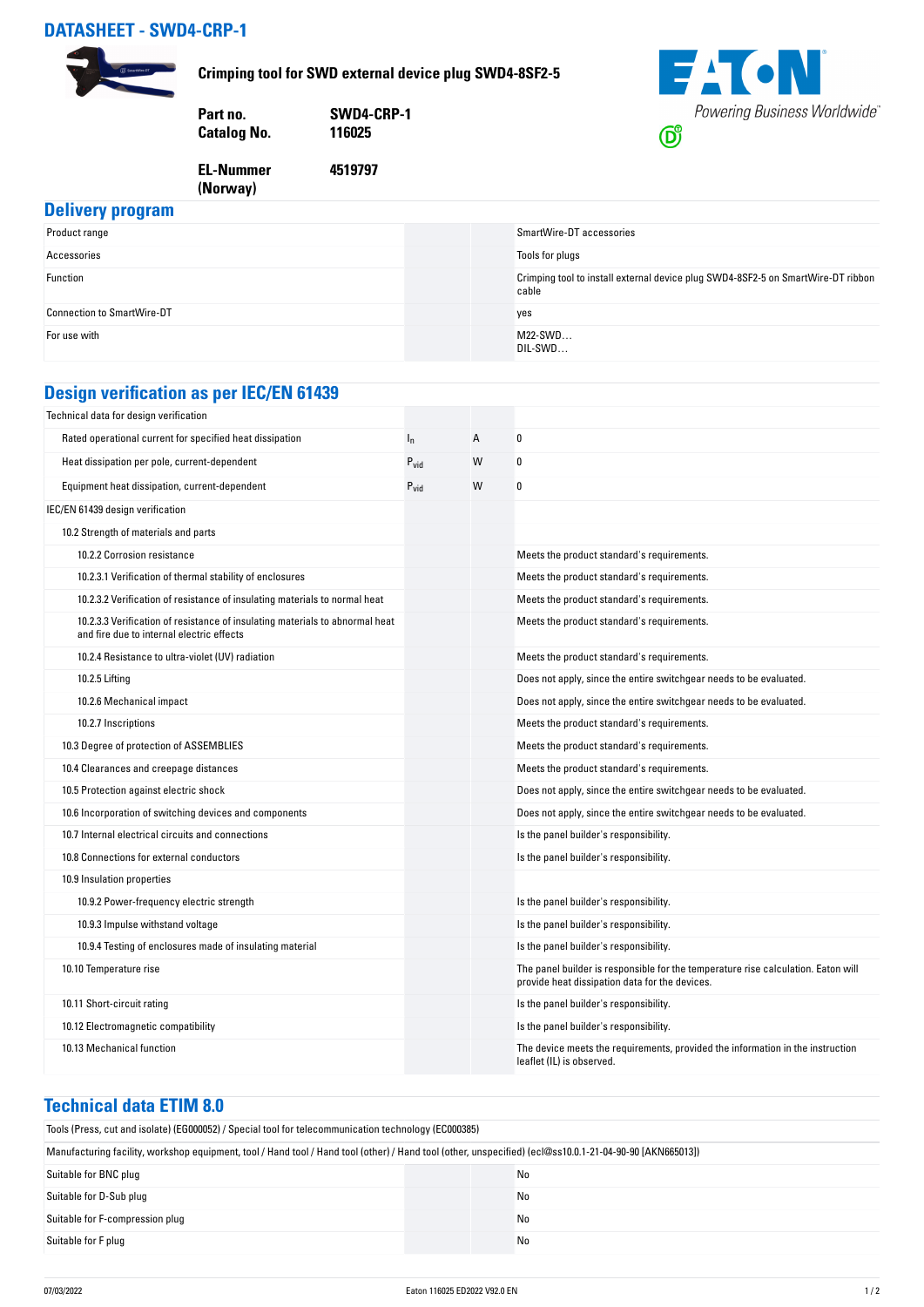# DATASHEET - SWD4-CRP-1

**Crimping tool for SWD external device plug SWD4-8SF2-5**

| | |
|---|---|
| **Part no.** | **SWD4-CRP-1** |
| **Catalog No.** | **116025** |
| **EL-Nummer (Norway)** | **4519797** |

Powering Business Worldwide

## Delivery program

| | | | |
|---|---|---|---|
| Product range | | | SmartWire-DT accessories |
| Accessories | | | Tools for plugs |
| Function | | | Crimping tool to install external device plug SWD4-8SF2-5 on SmartWire-DT ribbon cable |
| Connection to SmartWire-DT | | | yes |
| For use with | | | M22-SWD…<br>DIL-SWD… |

## Design verification as per IEC/EN 61439

| | | | |
|---|---|---|---|
| Technical data for design verification | | | |
| Rated operational current for specified heat dissipation | $I_n$ | A | 0 |
| Heat dissipation per pole, current-dependent | $P_{vid}$ | W | 0 |
| Equipment heat dissipation, current-dependent | $P_{vid}$ | W | 0 |
| IEC/EN 61439 design verification | | | |
| 10.2 Strength of materials and parts | | | |
| 10.2.2 Corrosion resistance | | | Meets the product standard's requirements. |
| 10.2.3.1 Verification of thermal stability of enclosures | | | Meets the product standard's requirements. |
| 10.2.3.2 Verification of resistance of insulating materials to normal heat | | | Meets the product standard's requirements. |
| 10.2.3.3 Verification of resistance of insulating materials to abnormal heat and fire due to internal electric effects | | | Meets the product standard's requirements. |
| 10.2.4 Resistance to ultra-violet (UV) radiation | | | Meets the product standard's requirements. |
| 10.2.5 Lifting | | | Does not apply, since the entire switchgear needs to be evaluated. |
| 10.2.6 Mechanical impact | | | Does not apply, since the entire switchgear needs to be evaluated. |
| 10.2.7 Inscriptions | | | Meets the product standard's requirements. |
| 10.3 Degree of protection of ASSEMBLIES | | | Meets the product standard's requirements. |
| 10.4 Clearances and creepage distances | | | Meets the product standard's requirements. |
| 10.5 Protection against electric shock | | | Does not apply, since the entire switchgear needs to be evaluated. |
| 10.6 Incorporation of switching devices and components | | | Does not apply, since the entire switchgear needs to be evaluated. |
| 10.7 Internal electrical circuits and connections | | | Is the panel builder's responsibility. |
| 10.8 Connections for external conductors | | | Is the panel builder's responsibility. |
| 10.9 Insulation properties | | | |
| 10.9.2 Power-frequency electric strength | | | Is the panel builder's responsibility. |
| 10.9.3 Impulse withstand voltage | | | Is the panel builder's responsibility. |
| 10.9.4 Testing of enclosures made of insulating material | | | Is the panel builder's responsibility. |
| 10.10 Temperature rise | | | The panel builder is responsible for the temperature rise calculation. Eaton will provide heat dissipation data for the devices. |
| 10.11 Short-circuit rating | | | Is the panel builder's responsibility. |
| 10.12 Electromagnetic compatibility | | | Is the panel builder's responsibility. |
| 10.13 Mechanical function | | | The device meets the requirements, provided the information in the instruction leaflet (IL) is observed. |

## Technical data ETIM 8.0

Tools (Press, cut and isolate) (EG000052) / Special tool for telecommunication technology (EC000385)

Manufacturing facility, workshop equipment, tool / Hand tool / Hand tool (other) / Hand tool (other, unspecified) (ecl@ss10.0.1-21-04-90-90 [AKN665013])

| | | | |
|---|---|---|---|
| Suitable for BNC plug | | | No |
| Suitable for D-Sub plug | | | No |
| Suitable for F-compression plug | | | No |
| Suitable for F plug | | | No |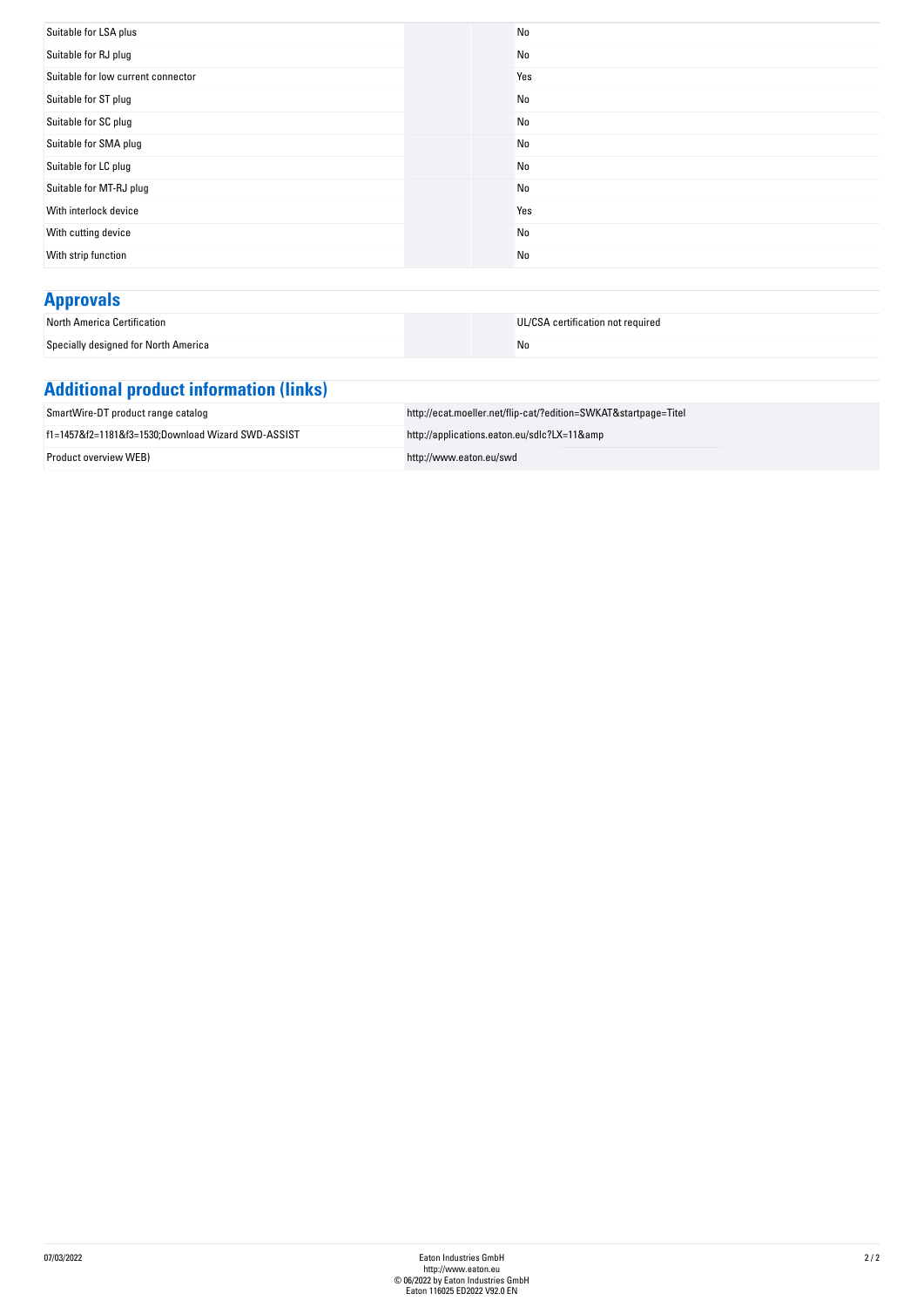| | | |
|---|---|---|
| Suitable for LSA plus | | No |
| Suitable for RJ plug | | No |
| Suitable for low current connector | | Yes |
| Suitable for ST plug | | No |
| Suitable for SC plug | | No |
| Suitable for SMA plug | | No |
| Suitable for LC plug | | No |
| Suitable for MT-RJ plug | | No |
| With interlock device | | Yes |
| With cutting device | | No |
| With strip function | | No |

## Approvals

| | | |
|---|---|---|
| North America Certification | | UL/CSA certification not required |
| Specially designed for North America | | No |

## Additional product information (links)

| | |
|---|---|
| SmartWire-DT product range catalog | http://ecat.moeller.net/flip-cat/?edition=SWKAT&startpage=Titel |
| f1=1457&f2=1181&f3=1530;Download Wizard SWD-ASSIST | http://applications.eaton.eu/sdlc?LX=11&amp |
| Product overview WEB) | http://www.eaton.eu/swd |